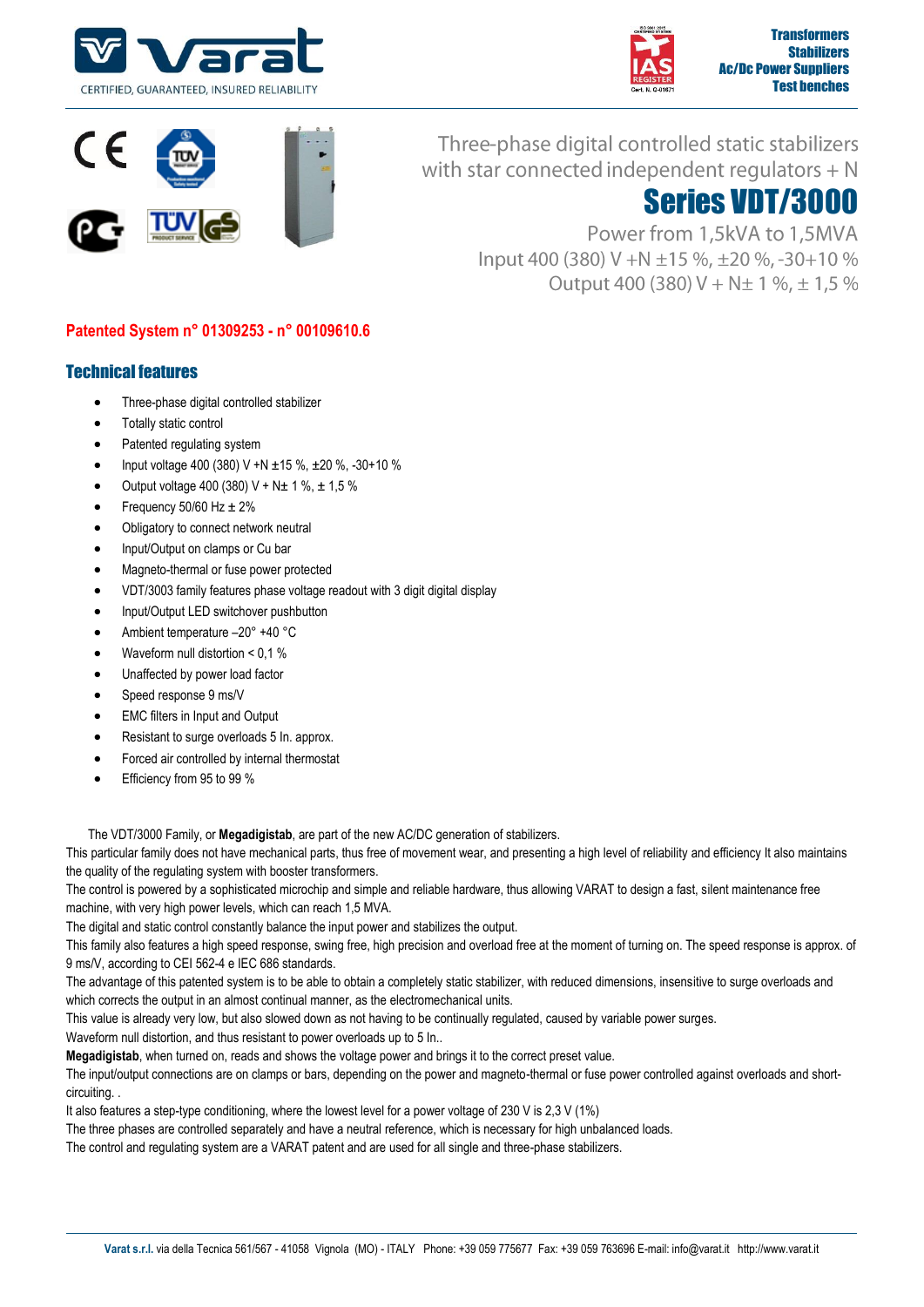Transformers
Stabilizers
Ac/Dc Power Suppliers
Test benches

Three-phase digital controlled static stabilizers with star connected independent regulators + N

# Series VDT/3000

Power from 1,5kVA to 1,5MVA
Input 400 (380) V +N ±15 %, ±20 %, -30+10 %
Output 400 (380) V + N± 1 %, ± 1,5 %

**Patented System n° 01309253 - n° 00109610.6**

## Technical features

- Three-phase digital controlled stabilizer
- Totally static control
- Patented regulating system
- Input voltage 400 (380) V +N ±15 %, ±20 %, -30+10 %
- Output voltage 400 (380) V + N± 1 %, ± 1,5 %
- Frequency 50/60 Hz ± 2%
- Obligatory to connect network neutral
- Input/Output on clamps or Cu bar
- Magneto-thermal or fuse power protected
- VDT/3003 family features phase voltage readout with 3 digit digital display
- Input/Output LED switchover pushbutton
- Ambient temperature –20° +40 °C
- Waveform null distortion < 0,1 %
- Unaffected by power load factor
- Speed response 9 ms/V
- EMC filters in Input and Output
- Resistant to surge overloads 5 In. approx.
- Forced air controlled by internal thermostat
- Efficiency from 95 to 99 %

The VDT/3000 Family, or **Megadigistab**, are part of the new AC/DC generation of stabilizers.
This particular family does not have mechanical parts, thus free of movement wear, and presenting a high level of reliability and efficiency It also maintains the quality of the regulating system with booster transformers.
The control is powered by a sophisticated microchip and simple and reliable hardware, thus allowing VARAT to design a fast, silent maintenance free machine, with very high power levels, which can reach 1,5 MVA.
The digital and static control constantly balance the input power and stabilizes the output.
This family also features a high speed response, swing free, high precision and overload free at the moment of turning on. The speed response is approx. of 9 ms/V, according to CEI 562-4 e IEC 686 standards.
The advantage of this patented system is to be able to obtain a completely static stabilizer, with reduced dimensions, insensitive to surge overloads and which corrects the output in an almost continual manner, as the electromechanical units.
This value is already very low, but also slowed down as not having to be continually regulated, caused by variable power surges.
Waveform null distortion, and thus resistant to power overloads up to 5 In..
**Megadigistab**, when turned on, reads and shows the voltage power and brings it to the correct preset value.
The input/output connections are on clamps or bars, depending on the power and magneto-thermal or fuse power controlled against overloads and short-circuiting. .
It also features a step-type conditioning, where the lowest level for a power voltage of 230 V is 2,3 V (1%)
The three phases are controlled separately and have a neutral reference, which is necessary for high unbalanced loads.
The control and regulating system are a VARAT patent and are used for all single and three-phase stabilizers.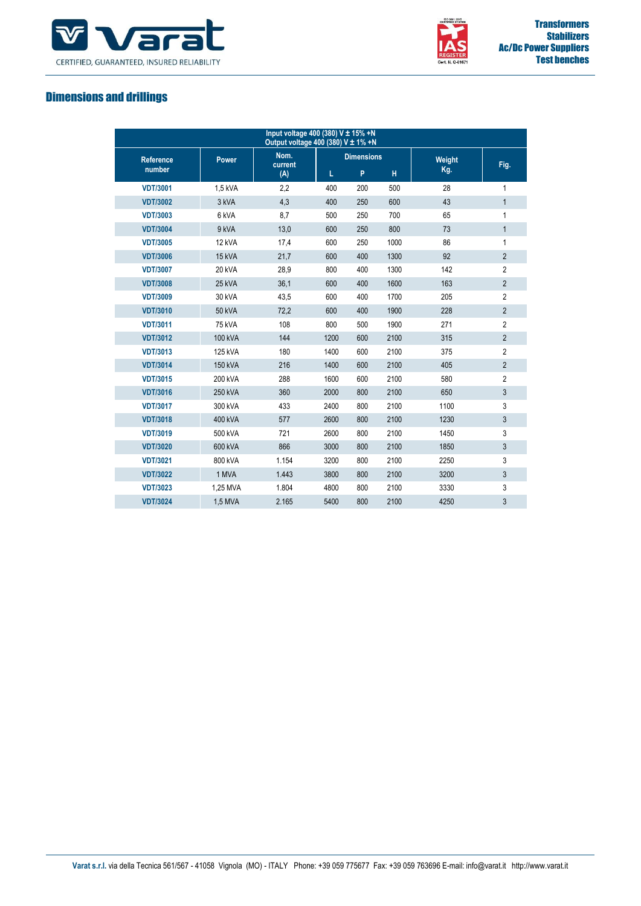## Dimensions and drillings

| Input voltage 400 (380) V ± 15% +N<br>Output voltage 400 (380) V ± 1% +N | | | | | | | |
|---|---|---|---|---|---|---|---|
| Reference number | Power | Nom. current (A) | Dimensions | | | Weight Kg. | Fig. |
| | | | L | P | H | | |
| VDT/3001 | 1,5 kVA | 2,2 | 400 | 200 | 500 | 28 | 1 |
| VDT/3002 | 3 kVA | 4,3 | 400 | 250 | 600 | 43 | 1 |
| VDT/3003 | 6 kVA | 8,7 | 500 | 250 | 700 | 65 | 1 |
| VDT/3004 | 9 kVA | 13,0 | 600 | 250 | 800 | 73 | 1 |
| VDT/3005 | 12 kVA | 17,4 | 600 | 250 | 1000 | 86 | 1 |
| VDT/3006 | 15 kVA | 21,7 | 600 | 400 | 1300 | 92 | 2 |
| VDT/3007 | 20 kVA | 28,9 | 800 | 400 | 1300 | 142 | 2 |
| VDT/3008 | 25 kVA | 36,1 | 600 | 400 | 1600 | 163 | 2 |
| VDT/3009 | 30 kVA | 43,5 | 600 | 400 | 1700 | 205 | 2 |
| VDT/3010 | 50 kVA | 72,2 | 600 | 400 | 1900 | 228 | 2 |
| VDT/3011 | 75 kVA | 108 | 800 | 500 | 1900 | 271 | 2 |
| VDT/3012 | 100 kVA | 144 | 1200 | 600 | 2100 | 315 | 2 |
| VDT/3013 | 125 kVA | 180 | 1400 | 600 | 2100 | 375 | 2 |
| VDT/3014 | 150 kVA | 216 | 1400 | 600 | 2100 | 405 | 2 |
| VDT/3015 | 200 kVA | 288 | 1600 | 600 | 2100 | 580 | 2 |
| VDT/3016 | 250 kVA | 360 | 2000 | 800 | 2100 | 650 | 3 |
| VDT/3017 | 300 kVA | 433 | 2400 | 800 | 2100 | 1100 | 3 |
| VDT/3018 | 400 kVA | 577 | 2600 | 800 | 2100 | 1230 | 3 |
| VDT/3019 | 500 kVA | 721 | 2600 | 800 | 2100 | 1450 | 3 |
| VDT/3020 | 600 kVA | 866 | 3000 | 800 | 2100 | 1850 | 3 |
| VDT/3021 | 800 kVA | 1.154 | 3200 | 800 | 2100 | 2250 | 3 |
| VDT/3022 | 1 MVA | 1.443 | 3800 | 800 | 2100 | 3200 | 3 |
| VDT/3023 | 1,25 MVA | 1.804 | 4800 | 800 | 2100 | 3330 | 3 |
| VDT/3024 | 1,5 MVA | 2.165 | 5400 | 800 | 2100 | 4250 | 3 |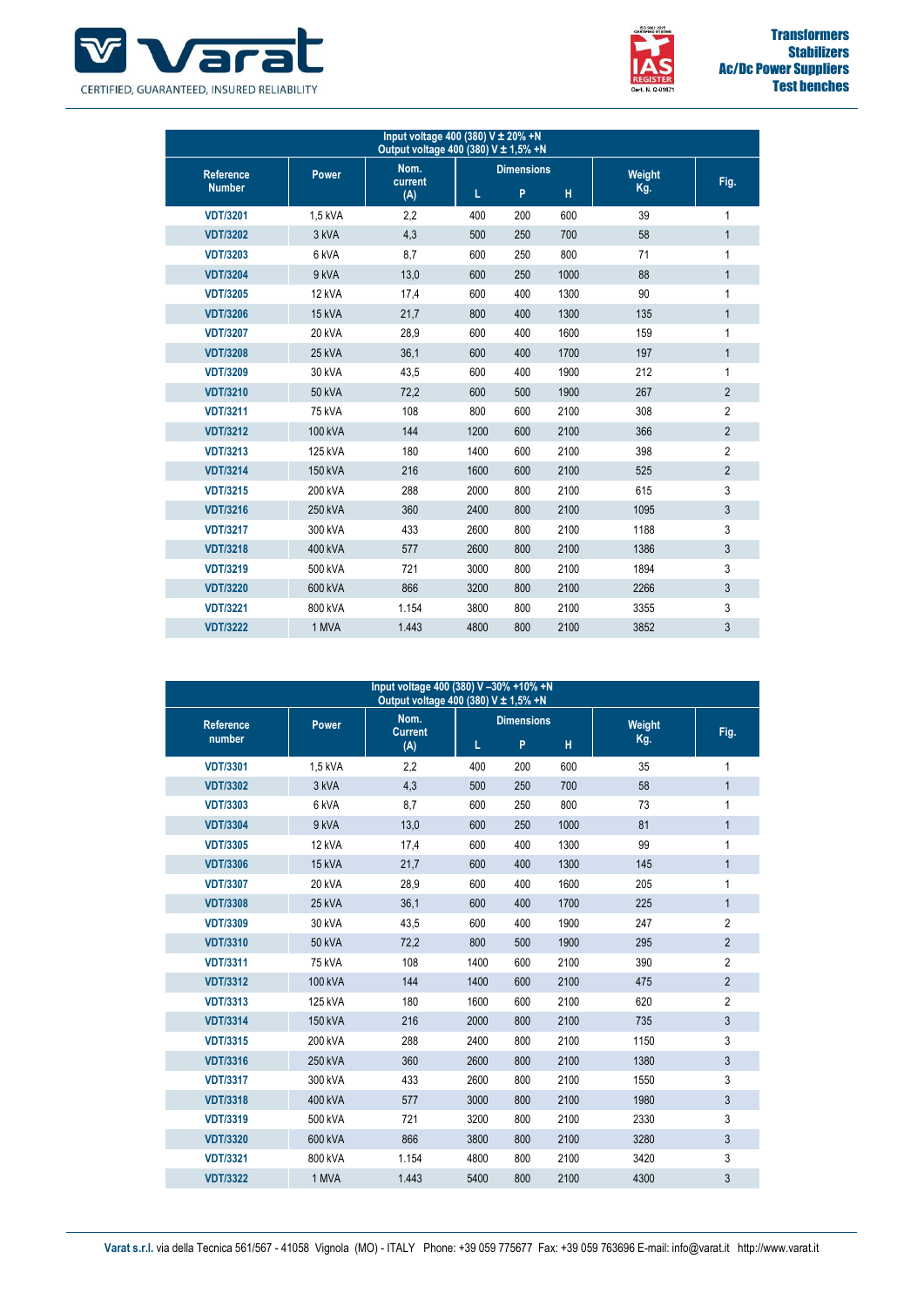| Input voltage 400 (380) V ± 20% +N<br>Output voltage 400 (380) V ± 1,5% +N | | | | | | | |
|---|---|---|---|---|---|---|---|
| Reference Number | Power | Nom. current (A) | Dimensions | | | Weight Kg. | Fig. |
| | | | L | P | H | | |
| VDT/3201 | 1,5 kVA | 2,2 | 400 | 200 | 600 | 39 | 1 |
| VDT/3202 | 3 kVA | 4,3 | 500 | 250 | 700 | 58 | 1 |
| VDT/3203 | 6 kVA | 8,7 | 600 | 250 | 800 | 71 | 1 |
| VDT/3204 | 9 kVA | 13,0 | 600 | 250 | 1000 | 88 | 1 |
| VDT/3205 | 12 kVA | 17,4 | 600 | 400 | 1300 | 90 | 1 |
| VDT/3206 | 15 kVA | 21,7 | 800 | 400 | 1300 | 135 | 1 |
| VDT/3207 | 20 kVA | 28,9 | 600 | 400 | 1600 | 159 | 1 |
| VDT/3208 | 25 kVA | 36,1 | 600 | 400 | 1700 | 197 | 1 |
| VDT/3209 | 30 kVA | 43,5 | 600 | 400 | 1900 | 212 | 1 |
| VDT/3210 | 50 kVA | 72,2 | 600 | 500 | 1900 | 267 | 2 |
| VDT/3211 | 75 kVA | 108 | 800 | 600 | 2100 | 308 | 2 |
| VDT/3212 | 100 kVA | 144 | 1200 | 600 | 2100 | 366 | 2 |
| VDT/3213 | 125 kVA | 180 | 1400 | 600 | 2100 | 398 | 2 |
| VDT/3214 | 150 kVA | 216 | 1600 | 600 | 2100 | 525 | 2 |
| VDT/3215 | 200 kVA | 288 | 2000 | 800 | 2100 | 615 | 3 |
| VDT/3216 | 250 kVA | 360 | 2400 | 800 | 2100 | 1095 | 3 |
| VDT/3217 | 300 kVA | 433 | 2600 | 800 | 2100 | 1188 | 3 |
| VDT/3218 | 400 kVA | 577 | 2600 | 800 | 2100 | 1386 | 3 |
| VDT/3219 | 500 kVA | 721 | 3000 | 800 | 2100 | 1894 | 3 |
| VDT/3220 | 600 kVA | 866 | 3200 | 800 | 2100 | 2266 | 3 |
| VDT/3221 | 800 kVA | 1.154 | 3800 | 800 | 2100 | 3355 | 3 |
| VDT/3222 | 1 MVA | 1.443 | 4800 | 800 | 2100 | 3852 | 3 |

| Input voltage 400 (380) V –30% +10% +N<br>Output voltage 400 (380) V ± 1,5% +N | | | | | | | |
|---|---|---|---|---|---|---|---|
| Reference number | Power | Nom. Current (A) | Dimensions | | | Weight Kg. | Fig. |
| | | | L | P | H | | |
| VDT/3301 | 1,5 kVA | 2,2 | 400 | 200 | 600 | 35 | 1 |
| VDT/3302 | 3 kVA | 4,3 | 500 | 250 | 700 | 58 | 1 |
| VDT/3303 | 6 kVA | 8,7 | 600 | 250 | 800 | 73 | 1 |
| VDT/3304 | 9 kVA | 13,0 | 600 | 250 | 1000 | 81 | 1 |
| VDT/3305 | 12 kVA | 17,4 | 600 | 400 | 1300 | 99 | 1 |
| VDT/3306 | 15 kVA | 21,7 | 600 | 400 | 1300 | 145 | 1 |
| VDT/3307 | 20 kVA | 28,9 | 600 | 400 | 1600 | 205 | 1 |
| VDT/3308 | 25 kVA | 36,1 | 600 | 400 | 1700 | 225 | 1 |
| VDT/3309 | 30 kVA | 43,5 | 600 | 400 | 1900 | 247 | 2 |
| VDT/3310 | 50 kVA | 72,2 | 800 | 500 | 1900 | 295 | 2 |
| VDT/3311 | 75 kVA | 108 | 1400 | 600 | 2100 | 390 | 2 |
| VDT/3312 | 100 kVA | 144 | 1400 | 600 | 2100 | 475 | 2 |
| VDT/3313 | 125 kVA | 180 | 1600 | 600 | 2100 | 620 | 2 |
| VDT/3314 | 150 kVA | 216 | 2000 | 800 | 2100 | 735 | 3 |
| VDT/3315 | 200 kVA | 288 | 2400 | 800 | 2100 | 1150 | 3 |
| VDT/3316 | 250 kVA | 360 | 2600 | 800 | 2100 | 1380 | 3 |
| VDT/3317 | 300 kVA | 433 | 2600 | 800 | 2100 | 1550 | 3 |
| VDT/3318 | 400 kVA | 577 | 3000 | 800 | 2100 | 1980 | 3 |
| VDT/3319 | 500 kVA | 721 | 3200 | 800 | 2100 | 2330 | 3 |
| VDT/3320 | 600 kVA | 866 | 3800 | 800 | 2100 | 3280 | 3 |
| VDT/3321 | 800 kVA | 1.154 | 4800 | 800 | 2100 | 3420 | 3 |
| VDT/3322 | 1 MVA | 1.443 | 5400 | 800 | 2100 | 4300 | 3 |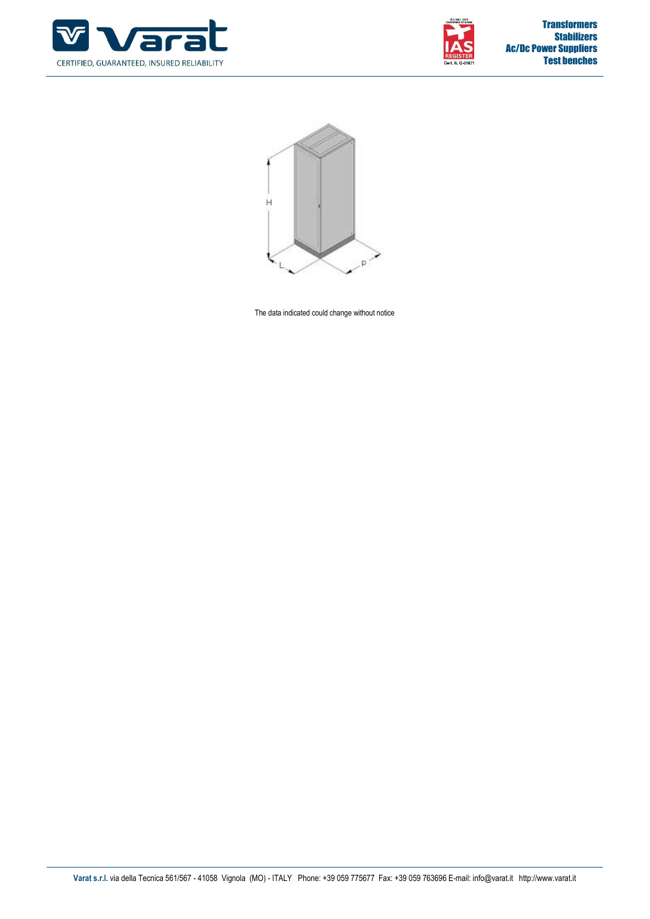H

L

P

The data indicated could change without notice